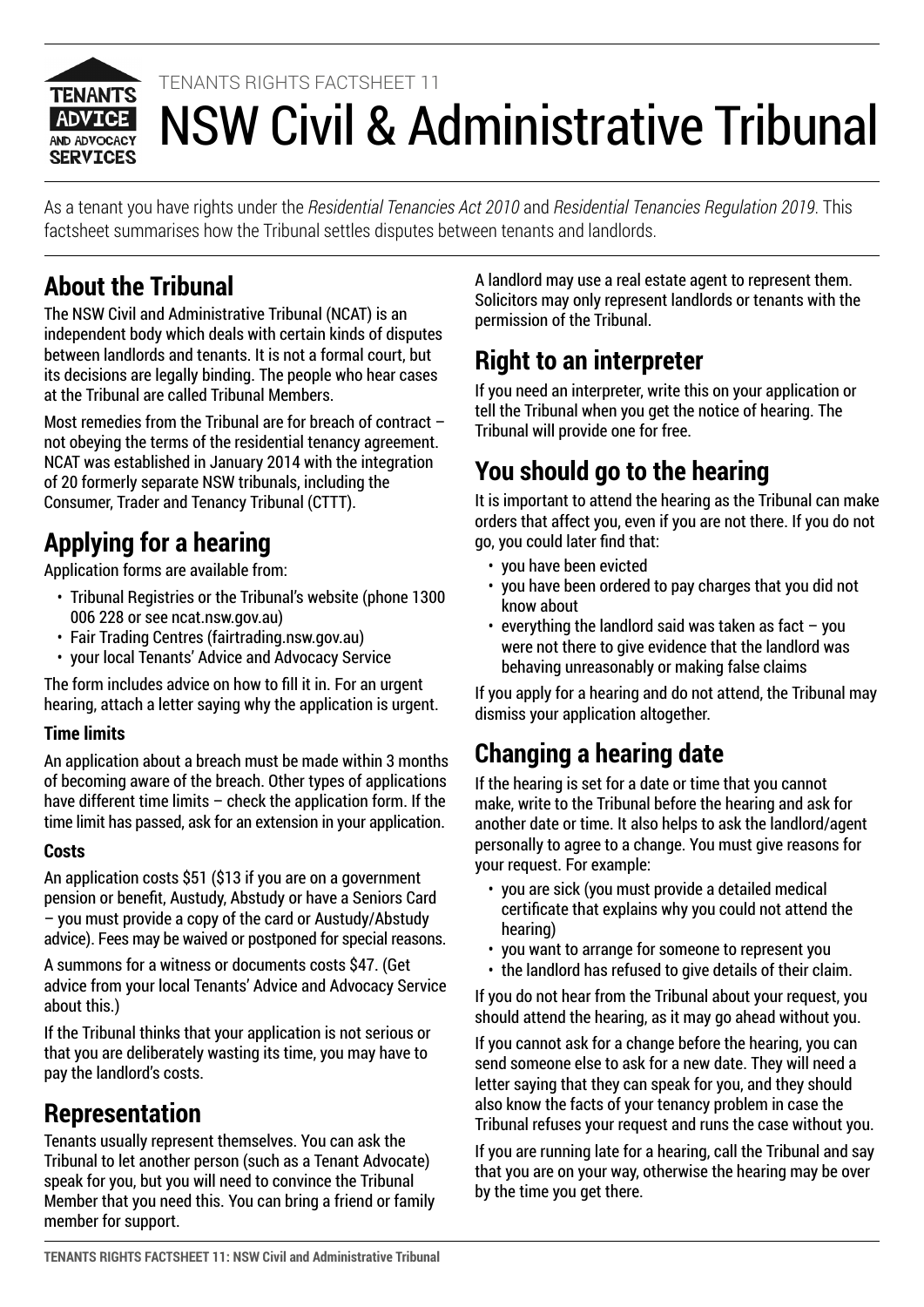TENANTS RIGHTS FACTSHEET 11

# NSW Civil & Administrative Tribunal

As a tenant you have rights under the *Residential Tenancies Act 2010* and *Residential Tenancies Regulation 2019*. This factsheet summarises how the Tribunal settles disputes between tenants and landlords.

## About the Tribunal

The NSW Civil and Administrative Tribunal (NCAT) is an independent body which deals with certain kinds of disputes between landlords and tenants. It is not a formal court, but its decisions are legally binding. The people who hear cases at the Tribunal are called Tribunal Members.

Most remedies from the Tribunal are for breach of contract – not obeying the terms of the residential tenancy agreement. NCAT was established in January 2014 with the integration of 20 formerly separate NSW tribunals, including the Consumer, Trader and Tenancy Tribunal (CTTT).

## Applying for a hearing

Application forms are available from:

- Tribunal Registries or the Tribunal's website (phone 1300 006 228 or see ncat.nsw.gov.au)
- Fair Trading Centres (fairtrading.nsw.gov.au)
- your local Tenants' Advice and Advocacy Service

The form includes advice on how to fill it in. For an urgent hearing, attach a letter saying why the application is urgent.

### Time limits

An application about a breach must be made within 3 months of becoming aware of the breach. Other types of applications have different time limits – check the application form. If the time limit has passed, ask for an extension in your application.

### Costs

An application costs $51 ($13 if you are on a government pension or benefit, Austudy, Abstudy or have a Seniors Card – you must provide a copy of the card or Austudy/Abstudy advice). Fees may be waived or postponed for special reasons.

A summons for a witness or documents costs $47. (Get advice from your local Tenants' Advice and Advocacy Service about this.)

If the Tribunal thinks that your application is not serious or that you are deliberately wasting its time, you may have to pay the landlord's costs.

## Representation

Tenants usually represent themselves. You can ask the Tribunal to let another person (such as a Tenant Advocate) speak for you, but you will need to convince the Tribunal Member that you need this. You can bring a friend or family member for support.

A landlord may use a real estate agent to represent them. Solicitors may only represent landlords or tenants with the permission of the Tribunal.

## Right to an interpreter

If you need an interpreter, write this on your application or tell the Tribunal when you get the notice of hearing. The Tribunal will provide one for free.

## You should go to the hearing

It is important to attend the hearing as the Tribunal can make orders that affect you, even if you are not there. If you do not go, you could later find that:

- you have been evicted
- you have been ordered to pay charges that you did not know about
- everything the landlord said was taken as fact – you were not there to give evidence that the landlord was behaving unreasonably or making false claims

If you apply for a hearing and do not attend, the Tribunal may dismiss your application altogether.

## Changing a hearing date

If the hearing is set for a date or time that you cannot make, write to the Tribunal before the hearing and ask for another date or time. It also helps to ask the landlord/agent personally to agree to a change. You must give reasons for your request. For example:

- you are sick (you must provide a detailed medical certificate that explains why you could not attend the hearing)
- you want to arrange for someone to represent you
- the landlord has refused to give details of their claim.

If you do not hear from the Tribunal about your request, you should attend the hearing, as it may go ahead without you.

If you cannot ask for a change before the hearing, you can send someone else to ask for a new date. They will need a letter saying that they can speak for you, and they should also know the facts of your tenancy problem in case the Tribunal refuses your request and runs the case without you.

If you are running late for a hearing, call the Tribunal and say that you are on your way, otherwise the hearing may be over by the time you get there.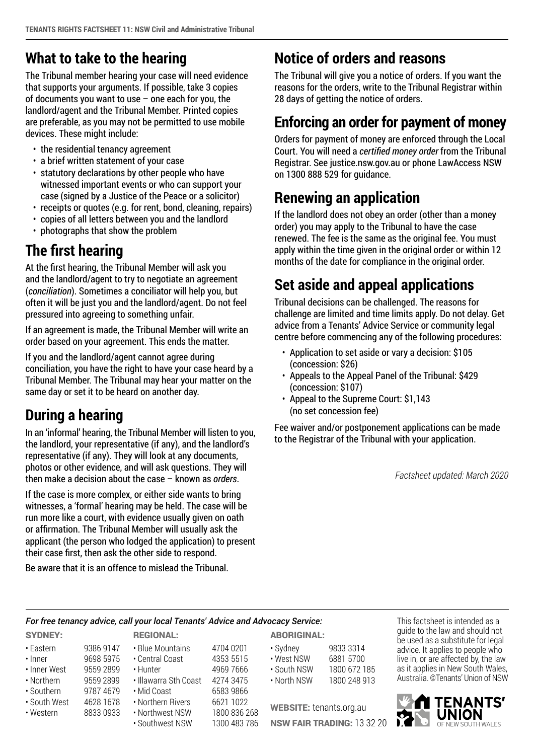## What to take to the hearing

The Tribunal member hearing your case will need evidence that supports your arguments. If possible, take 3 copies of documents you want to use – one each for you, the landlord/agent and the Tribunal Member. Printed copies are preferable, as you may not be permitted to use mobile devices. These might include:

- the residential tenancy agreement
- a brief written statement of your case
- statutory declarations by other people who have witnessed important events or who can support your case (signed by a Justice of the Peace or a solicitor)
- receipts or quotes (e.g. for rent, bond, cleaning, repairs)
- copies of all letters between you and the landlord
- photographs that show the problem

## The first hearing

At the first hearing, the Tribunal Member will ask you and the landlord/agent to try to negotiate an agreement (*conciliation*). Sometimes a conciliator will help you, but often it will be just you and the landlord/agent. Do not feel pressured into agreeing to something unfair.

If an agreement is made, the Tribunal Member will write an order based on your agreement. This ends the matter.

If you and the landlord/agent cannot agree during conciliation, you have the right to have your case heard by a Tribunal Member. The Tribunal may hear your matter on the same day or set it to be heard on another day.

## During a hearing

In an 'informal' hearing, the Tribunal Member will listen to you, the landlord, your representative (if any), and the landlord's representative (if any). They will look at any documents, photos or other evidence, and will ask questions. They will then make a decision about the case – known as *orders*.

If the case is more complex, or either side wants to bring witnesses, a 'formal' hearing may be held. The case will be run more like a court, with evidence usually given on oath or affirmation. The Tribunal Member will usually ask the applicant (the person who lodged the application) to present their case first, then ask the other side to respond.

Be aware that it is an offence to mislead the Tribunal.

## Notice of orders and reasons

The Tribunal will give you a notice of orders. If you want the reasons for the orders, write to the Tribunal Registrar within 28 days of getting the notice of orders.

## Enforcing an order for payment of money

Orders for payment of money are enforced through the Local Court. You will need a *certified money order* from the Tribunal Registrar. See justice.nsw.gov.au or phone LawAccess NSW on 1300 888 529 for guidance.

## Renewing an application

If the landlord does not obey an order (other than a money order) you may apply to the Tribunal to have the case renewed. The fee is the same as the original fee. You must apply within the time given in the original order or within 12 months of the date for compliance in the original order.

## Set aside and appeal applications

Tribunal decisions can be challenged. The reasons for challenge are limited and time limits apply. Do not delay. Get advice from a Tenants' Advice Service or community legal centre before commencing any of the following procedures:

- Application to set aside or vary a decision: \$105 (concession: \$26)
- Appeals to the Appeal Panel of the Tribunal: \$429 (concession: \$107)
- Appeal to the Supreme Court: \$1,143 (no set concession fee)

Fee waiver and/or postponement applications can be made to the Registrar of the Tribunal with your application.

*Factsheet updated: March 2020*

***For free tenancy advice, call your local Tenants' Advice and Advocacy Service:***

**SYDNEY:**

- Eastern 9386 9147
- Inner 9698 5975
- Inner West 9559 2899
- Northern 9559 2899
- Southern 9787 4679
- South West 4628 1678
- Western 8833 0933

**REGIONAL:**

- Blue Mountains 4704 0201
- Central Coast 4353 5515
- Hunter 4969 7666
- Illawarra Sth Coast 4274 3475
- Mid Coast 6583 9866
- Northern Rivers 6621 1022
- Northwest NSW 1800 836 268
- Southwest NSW 1300 483 786

**ABORIGINAL:**

- Sydney 9833 3314
- West NSW 6881 5700
- South NSW 1800 672 185
- North NSW 1800 248 913

**WEBSITE:** tenants.org.au

**NSW FAIR TRADING:** 13 32 20

This factsheet is intended as a guide to the law and should not be used as a substitute for legal advice. It applies to people who live in, or are affected by, the law as it applies in New South Wales, Australia. ©Tenants' Union of NSW

TENANTS' UNION OF NEW SOUTH WALES